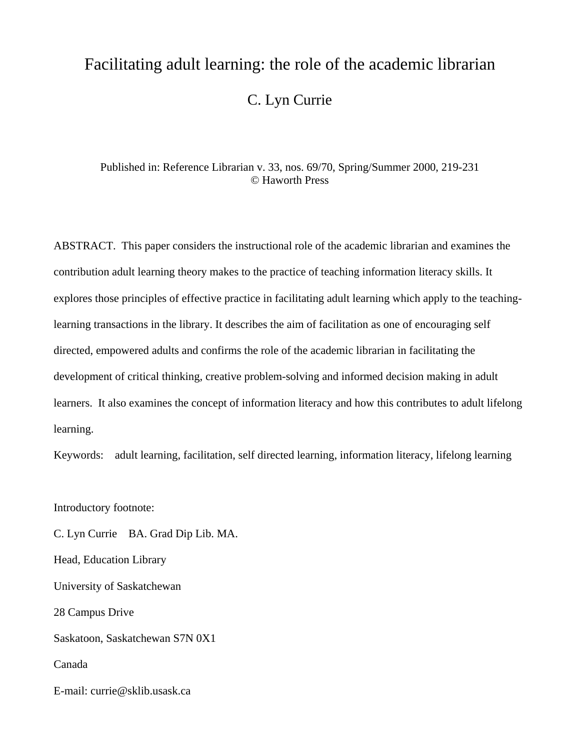# Facilitating adult learning: the role of the academic librarian

C. Lyn Currie

Published in: Reference Librarian v. 33, nos. 69/70, Spring/Summer 2000, 219-231
© Haworth Press

ABSTRACT. This paper considers the instructional role of the academic librarian and examines the contribution adult learning theory makes to the practice of teaching information literacy skills. It explores those principles of effective practice in facilitating adult learning which apply to the teaching-learning transactions in the library. It describes the aim of facilitation as one of encouraging self directed, empowered adults and confirms the role of the academic librarian in facilitating the development of critical thinking, creative problem-solving and informed decision making in adult learners. It also examines the concept of information literacy and how this contributes to adult lifelong learning.

Keywords: adult learning, facilitation, self directed learning, information literacy, lifelong learning

Introductory footnote:

C. Lyn Currie BA. Grad Dip Lib. MA.

Head, Education Library

University of Saskatchewan

28 Campus Drive

Saskatoon, Saskatchewan S7N 0X1

Canada

E-mail: currie@sklib.usask.ca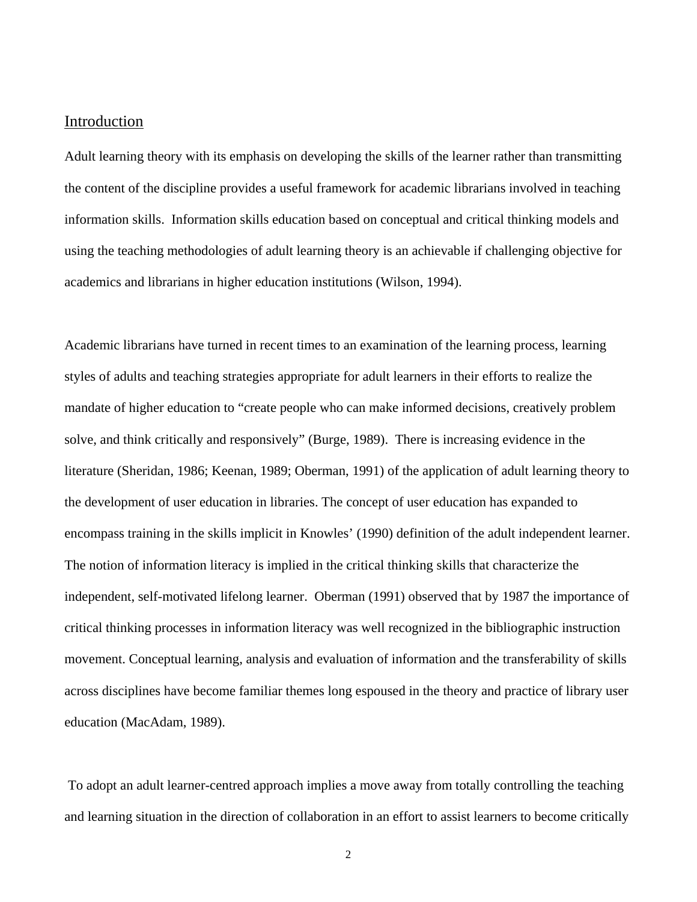## Introduction

Adult learning theory with its emphasis on developing the skills of the learner rather than transmitting the content of the discipline provides a useful framework for academic librarians involved in teaching information skills. Information skills education based on conceptual and critical thinking models and using the teaching methodologies of adult learning theory is an achievable if challenging objective for academics and librarians in higher education institutions (Wilson, 1994).

Academic librarians have turned in recent times to an examination of the learning process, learning styles of adults and teaching strategies appropriate for adult learners in their efforts to realize the mandate of higher education to "create people who can make informed decisions, creatively problem solve, and think critically and responsively" (Burge, 1989). There is increasing evidence in the literature (Sheridan, 1986; Keenan, 1989; Oberman, 1991) of the application of adult learning theory to the development of user education in libraries. The concept of user education has expanded to encompass training in the skills implicit in Knowles' (1990) definition of the adult independent learner. The notion of information literacy is implied in the critical thinking skills that characterize the independent, self-motivated lifelong learner. Oberman (1991) observed that by 1987 the importance of critical thinking processes in information literacy was well recognized in the bibliographic instruction movement. Conceptual learning, analysis and evaluation of information and the transferability of skills across disciplines have become familiar themes long espoused in the theory and practice of library user education (MacAdam, 1989).

To adopt an adult learner-centred approach implies a move away from totally controlling the teaching and learning situation in the direction of collaboration in an effort to assist learners to become critically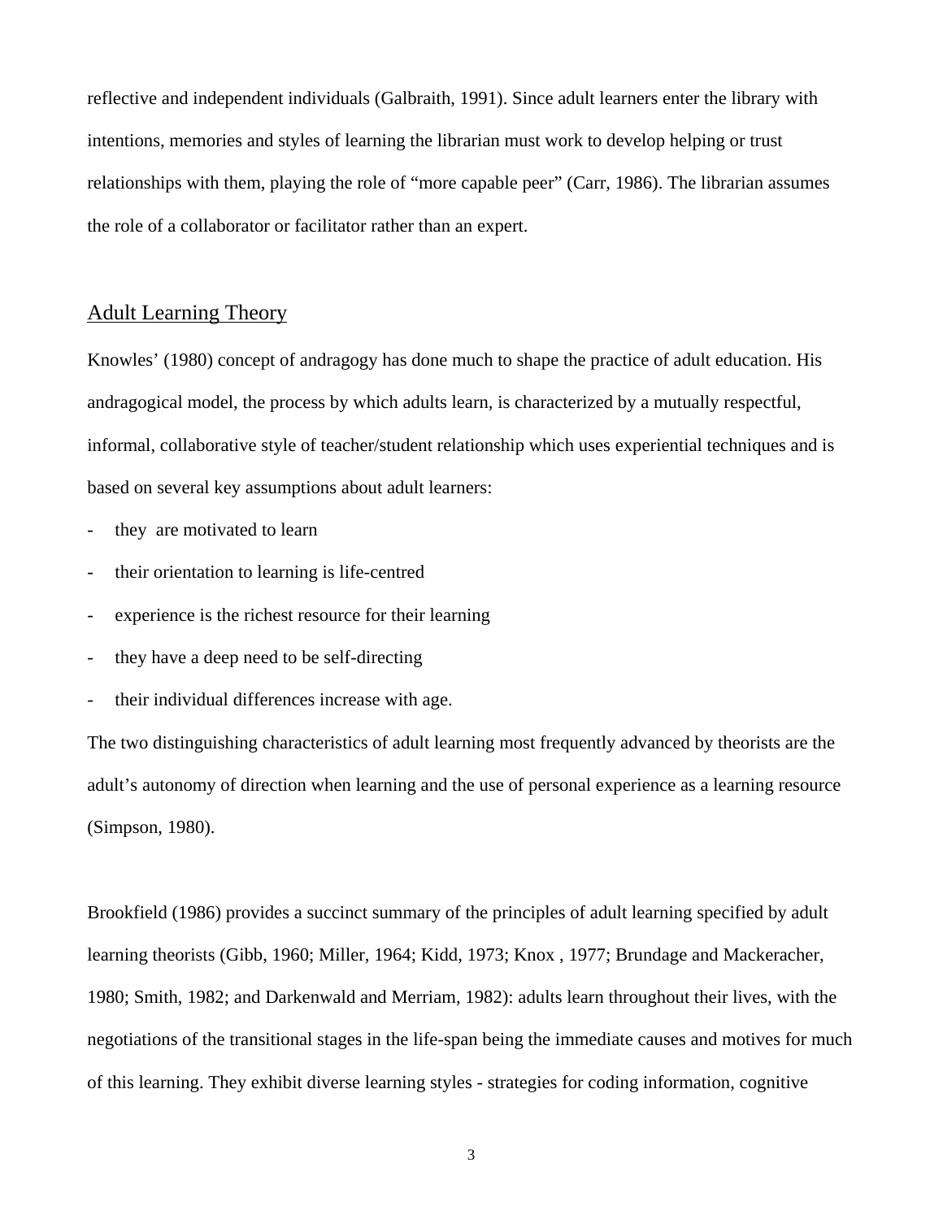reflective and independent individuals (Galbraith, 1991). Since adult learners enter the library with intentions, memories and styles of learning the librarian must work to develop helping or trust relationships with them, playing the role of “more capable peer” (Carr, 1986). The librarian assumes the role of a collaborator or facilitator rather than an expert.

## Adult Learning Theory

Knowles’ (1980) concept of andragogy has done much to shape the practice of adult education. His andragogical model, the process by which adults learn, is characterized by a mutually respectful, informal, collaborative style of teacher/student relationship which uses experiential techniques and is based on several key assumptions about adult learners:

- they are motivated to learn
- their orientation to learning is life-centred
- experience is the richest resource for their learning
- they have a deep need to be self-directing
- their individual differences increase with age.

The two distinguishing characteristics of adult learning most frequently advanced by theorists are the adult’s autonomy of direction when learning and the use of personal experience as a learning resource (Simpson, 1980).

Brookfield (1986) provides a succinct summary of the principles of adult learning specified by adult learning theorists (Gibb, 1960; Miller, 1964; Kidd, 1973; Knox , 1977; Brundage and Mackeracher, 1980; Smith, 1982; and Darkenwald and Merriam, 1982): adults learn throughout their lives, with the negotiations of the transitional stages in the life-span being the immediate causes and motives for much of this learning. They exhibit diverse learning styles - strategies for coding information, cognitive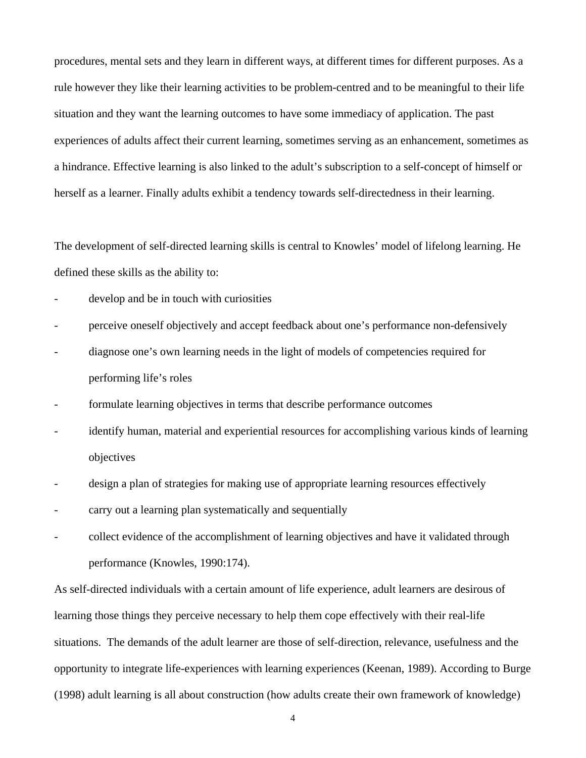procedures, mental sets and they learn in different ways, at different times for different purposes. As a rule however they like their learning activities to be problem-centred and to be meaningful to their life situation and they want the learning outcomes to have some immediacy of application. The past experiences of adults affect their current learning, sometimes serving as an enhancement, sometimes as a hindrance. Effective learning is also linked to the adult's subscription to a self-concept of himself or herself as a learner. Finally adults exhibit a tendency towards self-directedness in their learning.

The development of self-directed learning skills is central to Knowles' model of lifelong learning. He defined these skills as the ability to:

- develop and be in touch with curiosities
- perceive oneself objectively and accept feedback about one's performance non-defensively
- diagnose one's own learning needs in the light of models of competencies required for performing life's roles
- formulate learning objectives in terms that describe performance outcomes
- identify human, material and experiential resources for accomplishing various kinds of learning objectives
- design a plan of strategies for making use of appropriate learning resources effectively
- carry out a learning plan systematically and sequentially
- collect evidence of the accomplishment of learning objectives and have it validated through performance (Knowles, 1990:174).

As self-directed individuals with a certain amount of life experience, adult learners are desirous of learning those things they perceive necessary to help them cope effectively with their real-life situations. The demands of the adult learner are those of self-direction, relevance, usefulness and the opportunity to integrate life-experiences with learning experiences (Keenan, 1989). According to Burge (1998) adult learning is all about construction (how adults create their own framework of knowledge)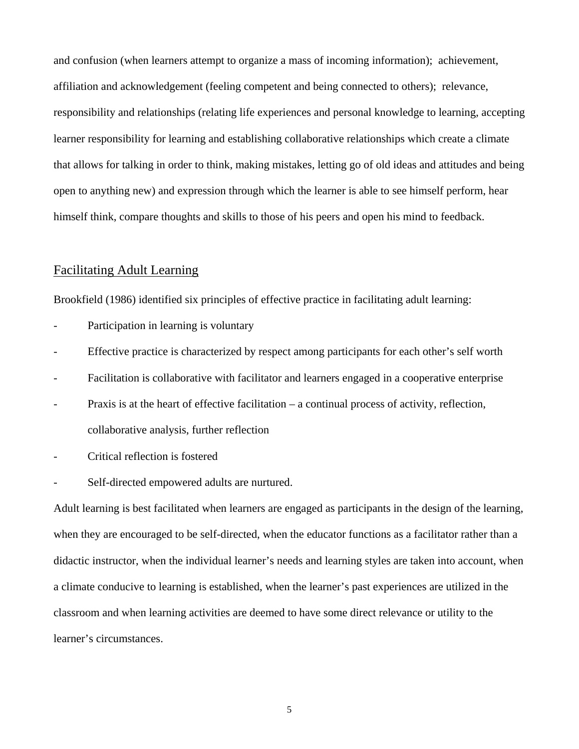and confusion (when learners attempt to organize a mass of incoming information); achievement, affiliation and acknowledgement (feeling competent and being connected to others); relevance, responsibility and relationships (relating life experiences and personal knowledge to learning, accepting learner responsibility for learning and establishing collaborative relationships which create a climate that allows for talking in order to think, making mistakes, letting go of old ideas and attitudes and being open to anything new) and expression through which the learner is able to see himself perform, hear himself think, compare thoughts and skills to those of his peers and open his mind to feedback.

## Facilitating Adult Learning

Brookfield (1986) identified six principles of effective practice in facilitating adult learning:

- Participation in learning is voluntary
- Effective practice is characterized by respect among participants for each other's self worth
- Facilitation is collaborative with facilitator and learners engaged in a cooperative enterprise
- Praxis is at the heart of effective facilitation – a continual process of activity, reflection, collaborative analysis, further reflection
- Critical reflection is fostered
- Self-directed empowered adults are nurtured.

Adult learning is best facilitated when learners are engaged as participants in the design of the learning, when they are encouraged to be self-directed, when the educator functions as a facilitator rather than a didactic instructor, when the individual learner's needs and learning styles are taken into account, when a climate conducive to learning is established, when the learner's past experiences are utilized in the classroom and when learning activities are deemed to have some direct relevance or utility to the learner's circumstances.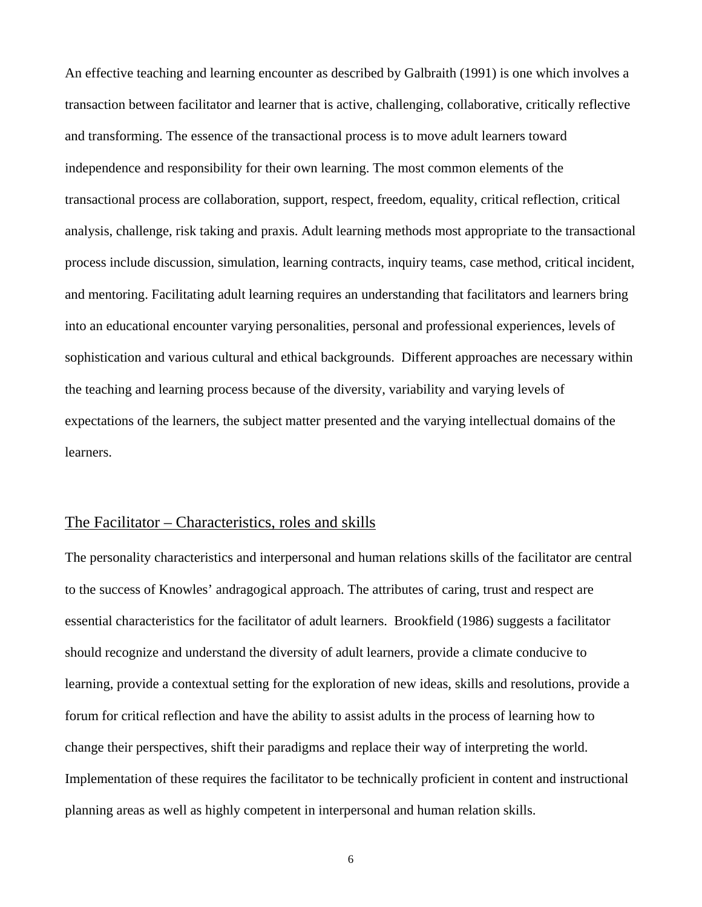An effective teaching and learning encounter as described by Galbraith (1991) is one which involves a transaction between facilitator and learner that is active, challenging, collaborative, critically reflective and transforming. The essence of the transactional process is to move adult learners toward independence and responsibility for their own learning. The most common elements of the transactional process are collaboration, support, respect, freedom, equality, critical reflection, critical analysis, challenge, risk taking and praxis. Adult learning methods most appropriate to the transactional process include discussion, simulation, learning contracts, inquiry teams, case method, critical incident, and mentoring. Facilitating adult learning requires an understanding that facilitators and learners bring into an educational encounter varying personalities, personal and professional experiences, levels of sophistication and various cultural and ethical backgrounds. Different approaches are necessary within the teaching and learning process because of the diversity, variability and varying levels of expectations of the learners, the subject matter presented and the varying intellectual domains of the learners.

## The Facilitator – Characteristics, roles and skills

The personality characteristics and interpersonal and human relations skills of the facilitator are central to the success of Knowles' andragogical approach. The attributes of caring, trust and respect are essential characteristics for the facilitator of adult learners. Brookfield (1986) suggests a facilitator should recognize and understand the diversity of adult learners, provide a climate conducive to learning, provide a contextual setting for the exploration of new ideas, skills and resolutions, provide a forum for critical reflection and have the ability to assist adults in the process of learning how to change their perspectives, shift their paradigms and replace their way of interpreting the world. Implementation of these requires the facilitator to be technically proficient in content and instructional planning areas as well as highly competent in interpersonal and human relation skills.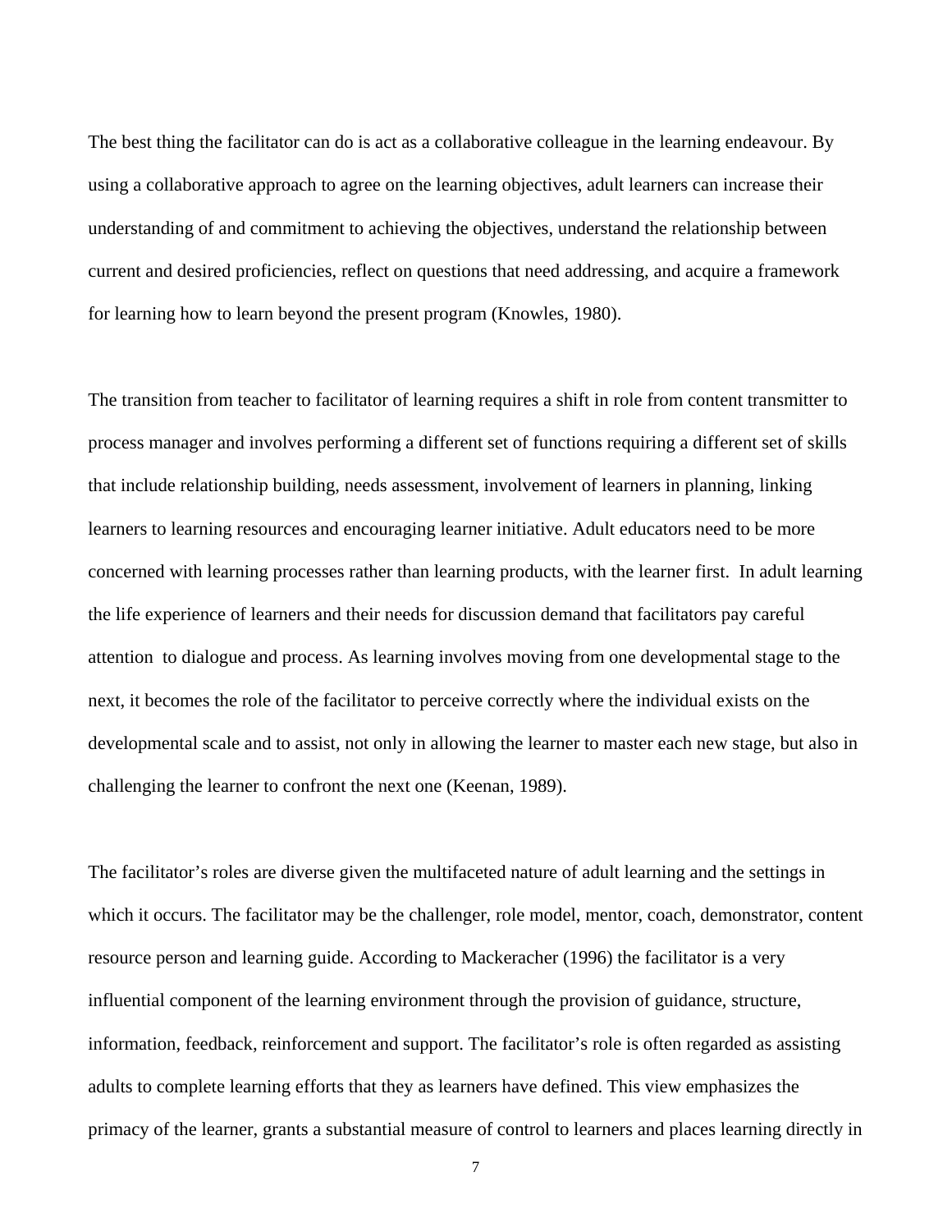The best thing the facilitator can do is act as a collaborative colleague in the learning endeavour. By using a collaborative approach to agree on the learning objectives, adult learners can increase their understanding of and commitment to achieving the objectives, understand the relationship between current and desired proficiencies, reflect on questions that need addressing, and acquire a framework for learning how to learn beyond the present program (Knowles, 1980).

The transition from teacher to facilitator of learning requires a shift in role from content transmitter to process manager and involves performing a different set of functions requiring a different set of skills that include relationship building, needs assessment, involvement of learners in planning, linking learners to learning resources and encouraging learner initiative. Adult educators need to be more concerned with learning processes rather than learning products, with the learner first. In adult learning the life experience of learners and their needs for discussion demand that facilitators pay careful attention to dialogue and process. As learning involves moving from one developmental stage to the next, it becomes the role of the facilitator to perceive correctly where the individual exists on the developmental scale and to assist, not only in allowing the learner to master each new stage, but also in challenging the learner to confront the next one (Keenan, 1989).

The facilitator's roles are diverse given the multifaceted nature of adult learning and the settings in which it occurs. The facilitator may be the challenger, role model, mentor, coach, demonstrator, content resource person and learning guide. According to Mackeracher (1996) the facilitator is a very influential component of the learning environment through the provision of guidance, structure, information, feedback, reinforcement and support. The facilitator's role is often regarded as assisting adults to complete learning efforts that they as learners have defined. This view emphasizes the primacy of the learner, grants a substantial measure of control to learners and places learning directly in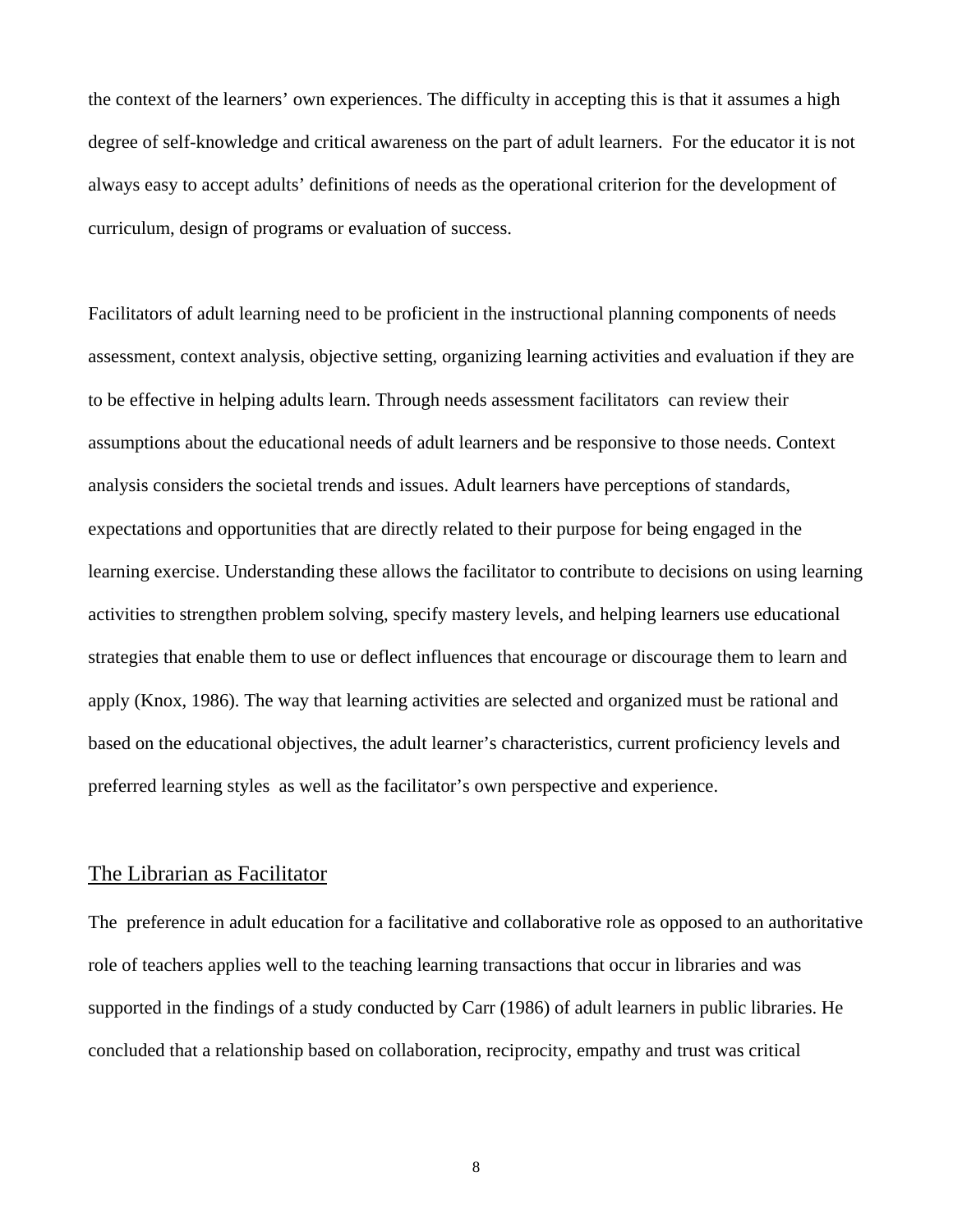the context of the learners' own experiences. The difficulty in accepting this is that it assumes a high degree of self-knowledge and critical awareness on the part of adult learners. For the educator it is not always easy to accept adults' definitions of needs as the operational criterion for the development of curriculum, design of programs or evaluation of success.

Facilitators of adult learning need to be proficient in the instructional planning components of needs assessment, context analysis, objective setting, organizing learning activities and evaluation if they are to be effective in helping adults learn. Through needs assessment facilitators can review their assumptions about the educational needs of adult learners and be responsive to those needs. Context analysis considers the societal trends and issues. Adult learners have perceptions of standards, expectations and opportunities that are directly related to their purpose for being engaged in the learning exercise. Understanding these allows the facilitator to contribute to decisions on using learning activities to strengthen problem solving, specify mastery levels, and helping learners use educational strategies that enable them to use or deflect influences that encourage or discourage them to learn and apply (Knox, 1986). The way that learning activities are selected and organized must be rational and based on the educational objectives, the adult learner's characteristics, current proficiency levels and preferred learning styles as well as the facilitator's own perspective and experience.

## The Librarian as Facilitator

The preference in adult education for a facilitative and collaborative role as opposed to an authoritative role of teachers applies well to the teaching learning transactions that occur in libraries and was supported in the findings of a study conducted by Carr (1986) of adult learners in public libraries. He concluded that a relationship based on collaboration, reciprocity, empathy and trust was critical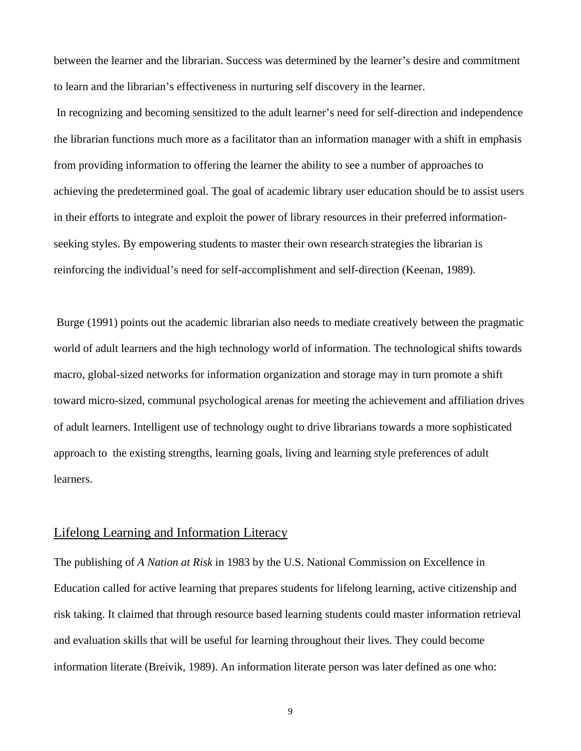between the learner and the librarian. Success was determined by the learner's desire and commitment to learn and the librarian's effectiveness in nurturing self discovery in the learner.

In recognizing and becoming sensitized to the adult learner's need for self-direction and independence the librarian functions much more as a facilitator than an information manager with a shift in emphasis from providing information to offering the learner the ability to see a number of approaches to achieving the predetermined goal. The goal of academic library user education should be to assist users in their efforts to integrate and exploit the power of library resources in their preferred information-seeking styles. By empowering students to master their own research strategies the librarian is reinforcing the individual's need for self-accomplishment and self-direction (Keenan, 1989).

Burge (1991) points out the academic librarian also needs to mediate creatively between the pragmatic world of adult learners and the high technology world of information. The technological shifts towards macro, global-sized networks for information organization and storage may in turn promote a shift toward micro-sized, communal psychological arenas for meeting the achievement and affiliation drives of adult learners. Intelligent use of technology ought to drive librarians towards a more sophisticated approach to the existing strengths, learning goals, living and learning style preferences of adult learners.

## Lifelong Learning and Information Literacy

The publishing of *A Nation at Risk* in 1983 by the U.S. National Commission on Excellence in Education called for active learning that prepares students for lifelong learning, active citizenship and risk taking. It claimed that through resource based learning students could master information retrieval and evaluation skills that will be useful for learning throughout their lives. They could become information literate (Breivik, 1989). An information literate person was later defined as one who: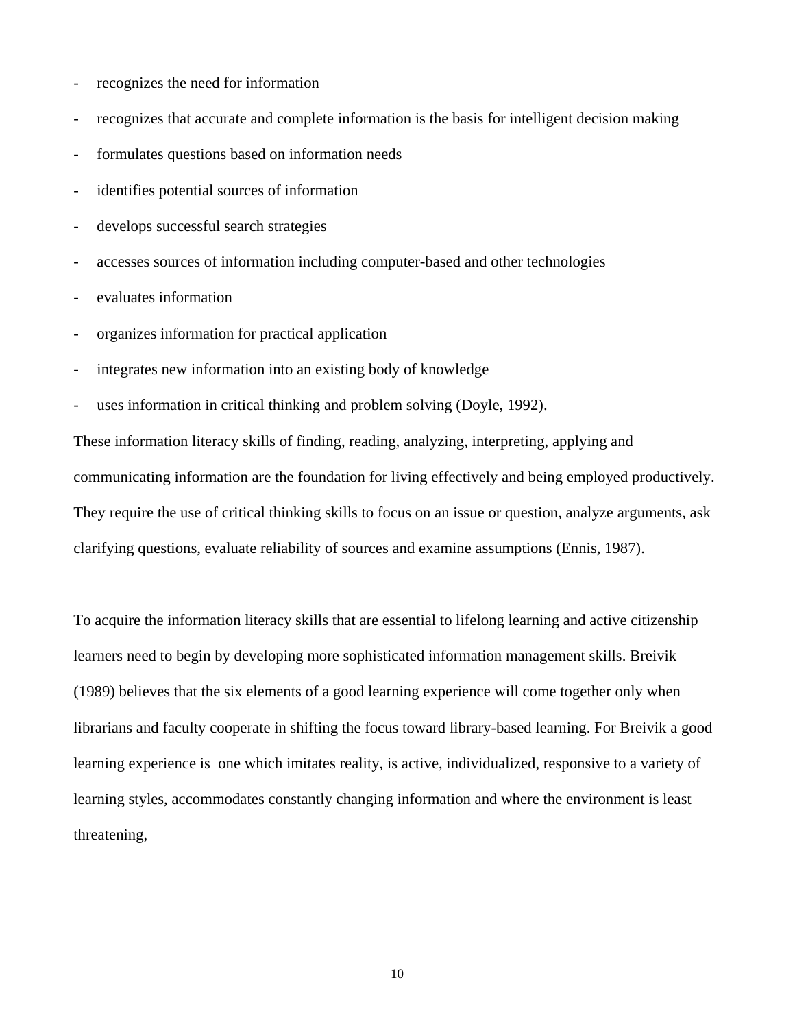- recognizes the need for information
- recognizes that accurate and complete information is the basis for intelligent decision making
- formulates questions based on information needs
- identifies potential sources of information
- develops successful search strategies
- accesses sources of information including computer-based and other technologies
- evaluates information
- organizes information for practical application
- integrates new information into an existing body of knowledge
- uses information in critical thinking and problem solving (Doyle, 1992).

These information literacy skills of finding, reading, analyzing, interpreting, applying and communicating information are the foundation for living effectively and being employed productively. They require the use of critical thinking skills to focus on an issue or question, analyze arguments, ask clarifying questions, evaluate reliability of sources and examine assumptions (Ennis, 1987).

To acquire the information literacy skills that are essential to lifelong learning and active citizenship learners need to begin by developing more sophisticated information management skills. Breivik (1989) believes that the six elements of a good learning experience will come together only when librarians and faculty cooperate in shifting the focus toward library-based learning. For Breivik a good learning experience is one which imitates reality, is active, individualized, responsive to a variety of learning styles, accommodates constantly changing information and where the environment is least threatening,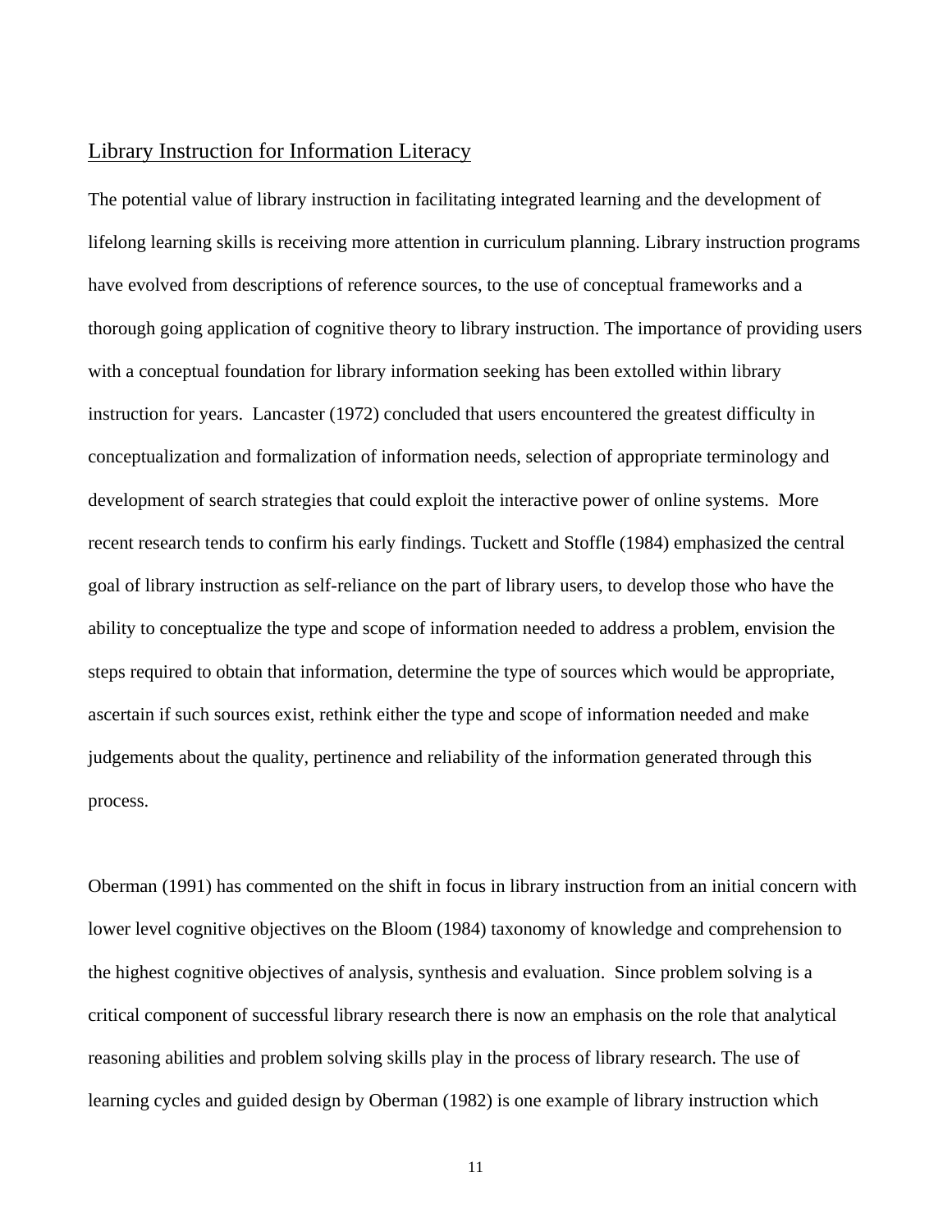## Library Instruction for Information Literacy

The potential value of library instruction in facilitating integrated learning and the development of lifelong learning skills is receiving more attention in curriculum planning. Library instruction programs have evolved from descriptions of reference sources, to the use of conceptual frameworks and a thorough going application of cognitive theory to library instruction. The importance of providing users with a conceptual foundation for library information seeking has been extolled within library instruction for years. Lancaster (1972) concluded that users encountered the greatest difficulty in conceptualization and formalization of information needs, selection of appropriate terminology and development of search strategies that could exploit the interactive power of online systems. More recent research tends to confirm his early findings. Tuckett and Stoffle (1984) emphasized the central goal of library instruction as self-reliance on the part of library users, to develop those who have the ability to conceptualize the type and scope of information needed to address a problem, envision the steps required to obtain that information, determine the type of sources which would be appropriate, ascertain if such sources exist, rethink either the type and scope of information needed and make judgements about the quality, pertinence and reliability of the information generated through this process.

Oberman (1991) has commented on the shift in focus in library instruction from an initial concern with lower level cognitive objectives on the Bloom (1984) taxonomy of knowledge and comprehension to the highest cognitive objectives of analysis, synthesis and evaluation. Since problem solving is a critical component of successful library research there is now an emphasis on the role that analytical reasoning abilities and problem solving skills play in the process of library research. The use of learning cycles and guided design by Oberman (1982) is one example of library instruction which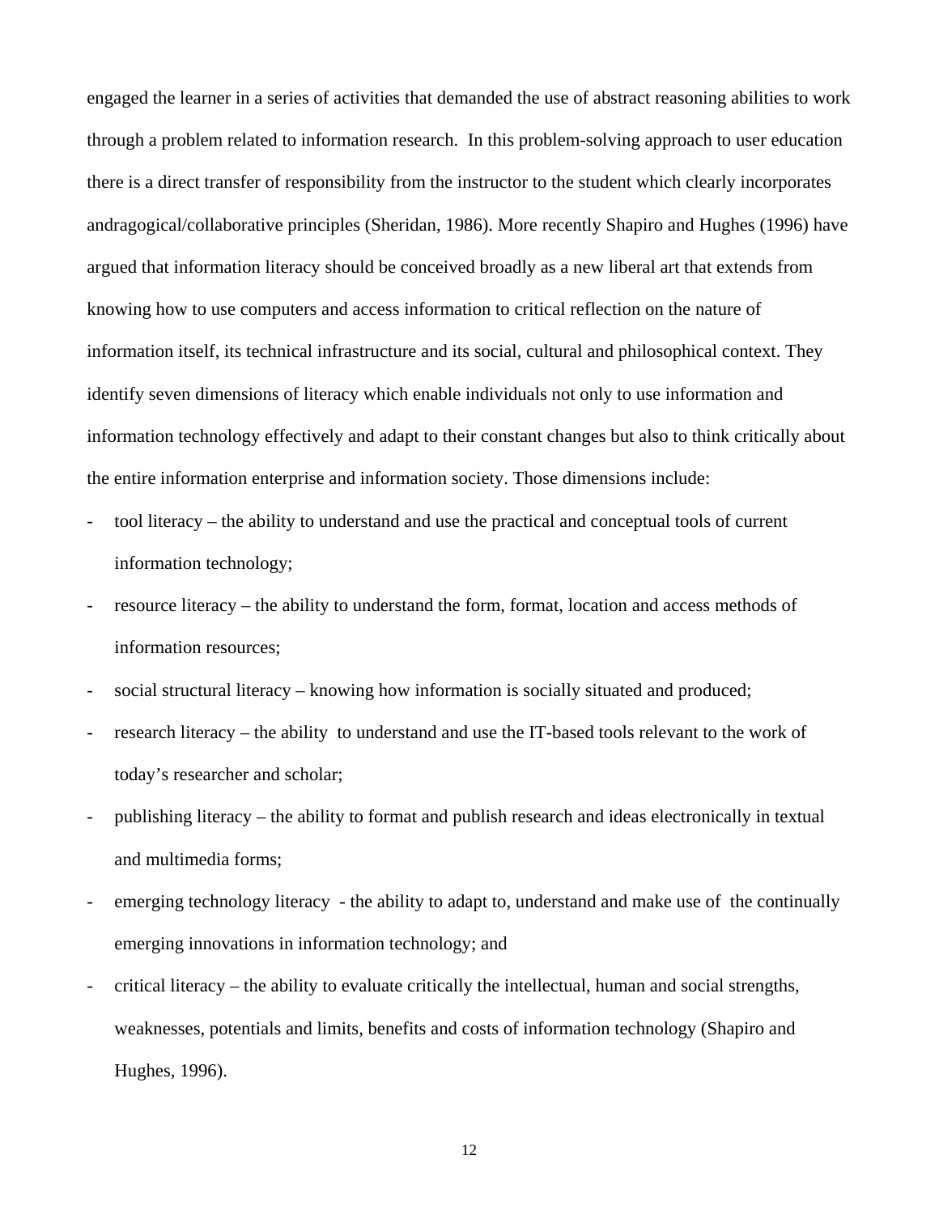engaged the learner in a series of activities that demanded the use of abstract reasoning abilities to work through a problem related to information research. In this problem-solving approach to user education there is a direct transfer of responsibility from the instructor to the student which clearly incorporates andragogical/collaborative principles (Sheridan, 1986). More recently Shapiro and Hughes (1996) have argued that information literacy should be conceived broadly as a new liberal art that extends from knowing how to use computers and access information to critical reflection on the nature of information itself, its technical infrastructure and its social, cultural and philosophical context. They identify seven dimensions of literacy which enable individuals not only to use information and information technology effectively and adapt to their constant changes but also to think critically about the entire information enterprise and information society. Those dimensions include:

- tool literacy – the ability to understand and use the practical and conceptual tools of current information technology;
- resource literacy – the ability to understand the form, format, location and access methods of information resources;
- social structural literacy – knowing how information is socially situated and produced;
- research literacy – the ability to understand and use the IT-based tools relevant to the work of today's researcher and scholar;
- publishing literacy – the ability to format and publish research and ideas electronically in textual and multimedia forms;
- emerging technology literacy - the ability to adapt to, understand and make use of the continually emerging innovations in information technology; and
- critical literacy – the ability to evaluate critically the intellectual, human and social strengths, weaknesses, potentials and limits, benefits and costs of information technology (Shapiro and Hughes, 1996).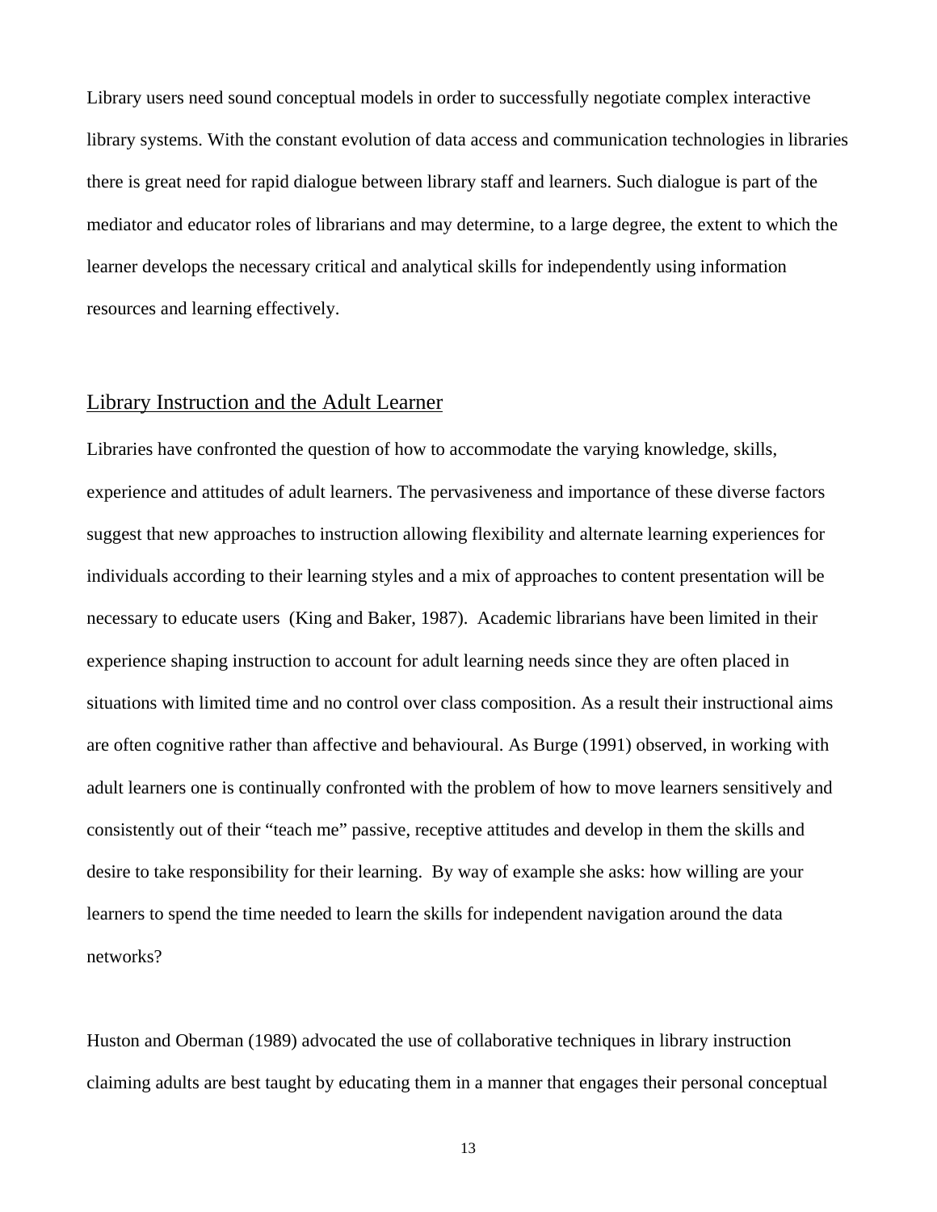Library users need sound conceptual models in order to successfully negotiate complex interactive library systems. With the constant evolution of data access and communication technologies in libraries there is great need for rapid dialogue between library staff and learners. Such dialogue is part of the mediator and educator roles of librarians and may determine, to a large degree, the extent to which the learner develops the necessary critical and analytical skills for independently using information resources and learning effectively.

## Library Instruction and the Adult Learner

Libraries have confronted the question of how to accommodate the varying knowledge, skills, experience and attitudes of adult learners. The pervasiveness and importance of these diverse factors suggest that new approaches to instruction allowing flexibility and alternate learning experiences for individuals according to their learning styles and a mix of approaches to content presentation will be necessary to educate users (King and Baker, 1987). Academic librarians have been limited in their experience shaping instruction to account for adult learning needs since they are often placed in situations with limited time and no control over class composition. As a result their instructional aims are often cognitive rather than affective and behavioural. As Burge (1991) observed, in working with adult learners one is continually confronted with the problem of how to move learners sensitively and consistently out of their "teach me" passive, receptive attitudes and develop in them the skills and desire to take responsibility for their learning. By way of example she asks: how willing are your learners to spend the time needed to learn the skills for independent navigation around the data networks?

Huston and Oberman (1989) advocated the use of collaborative techniques in library instruction claiming adults are best taught by educating them in a manner that engages their personal conceptual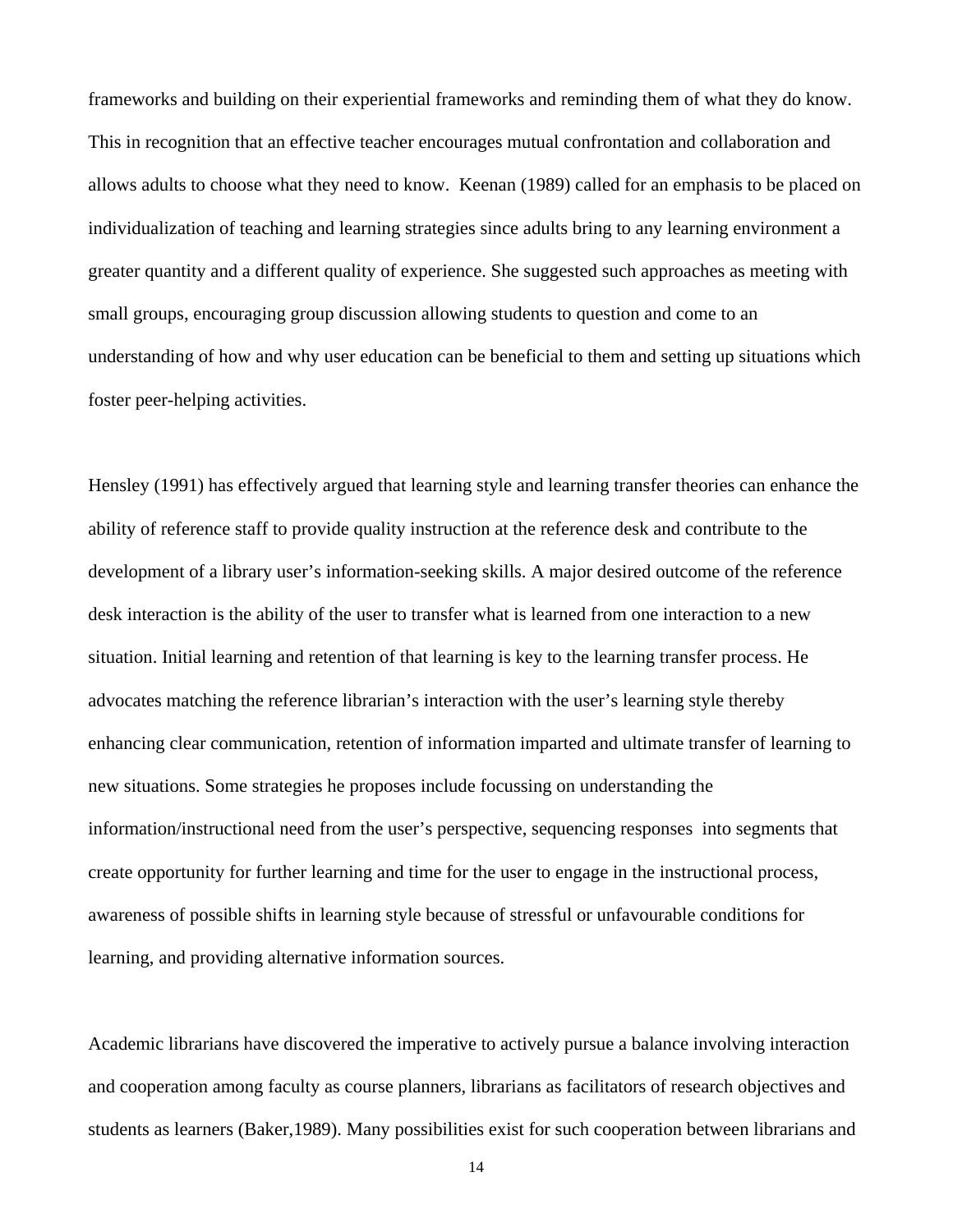frameworks and building on their experiential frameworks and reminding them of what they do know. This in recognition that an effective teacher encourages mutual confrontation and collaboration and allows adults to choose what they need to know. Keenan (1989) called for an emphasis to be placed on individualization of teaching and learning strategies since adults bring to any learning environment a greater quantity and a different quality of experience. She suggested such approaches as meeting with small groups, encouraging group discussion allowing students to question and come to an understanding of how and why user education can be beneficial to them and setting up situations which foster peer-helping activities.

Hensley (1991) has effectively argued that learning style and learning transfer theories can enhance the ability of reference staff to provide quality instruction at the reference desk and contribute to the development of a library user's information-seeking skills. A major desired outcome of the reference desk interaction is the ability of the user to transfer what is learned from one interaction to a new situation. Initial learning and retention of that learning is key to the learning transfer process. He advocates matching the reference librarian's interaction with the user's learning style thereby enhancing clear communication, retention of information imparted and ultimate transfer of learning to new situations. Some strategies he proposes include focussing on understanding the information/instructional need from the user's perspective, sequencing responses into segments that create opportunity for further learning and time for the user to engage in the instructional process, awareness of possible shifts in learning style because of stressful or unfavourable conditions for learning, and providing alternative information sources.

Academic librarians have discovered the imperative to actively pursue a balance involving interaction and cooperation among faculty as course planners, librarians as facilitators of research objectives and students as learners (Baker,1989). Many possibilities exist for such cooperation between librarians and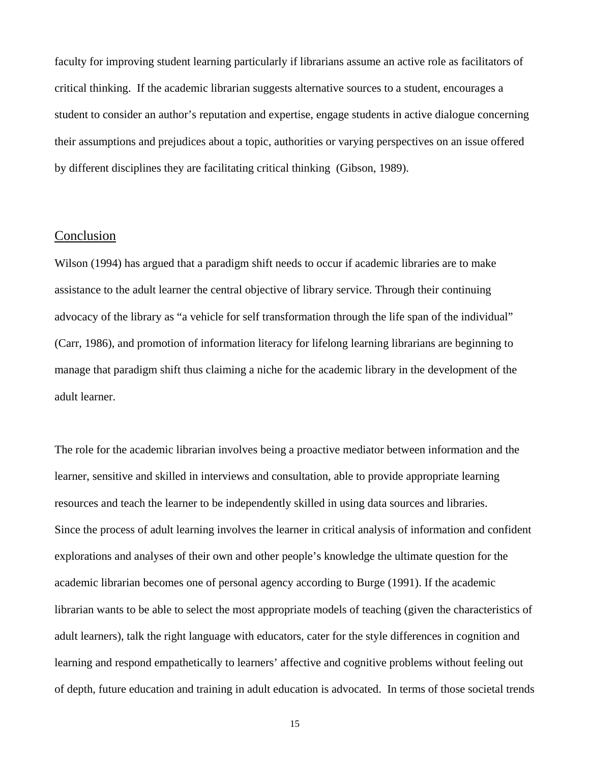faculty for improving student learning particularly if librarians assume an active role as facilitators of critical thinking. If the academic librarian suggests alternative sources to a student, encourages a student to consider an author's reputation and expertise, engage students in active dialogue concerning their assumptions and prejudices about a topic, authorities or varying perspectives on an issue offered by different disciplines they are facilitating critical thinking (Gibson, 1989).

## Conclusion

Wilson (1994) has argued that a paradigm shift needs to occur if academic libraries are to make assistance to the adult learner the central objective of library service. Through their continuing advocacy of the library as "a vehicle for self transformation through the life span of the individual" (Carr, 1986), and promotion of information literacy for lifelong learning librarians are beginning to manage that paradigm shift thus claiming a niche for the academic library in the development of the adult learner.

The role for the academic librarian involves being a proactive mediator between information and the learner, sensitive and skilled in interviews and consultation, able to provide appropriate learning resources and teach the learner to be independently skilled in using data sources and libraries.
Since the process of adult learning involves the learner in critical analysis of information and confident explorations and analyses of their own and other people's knowledge the ultimate question for the academic librarian becomes one of personal agency according to Burge (1991). If the academic librarian wants to be able to select the most appropriate models of teaching (given the characteristics of adult learners), talk the right language with educators, cater for the style differences in cognition and learning and respond empathetically to learners' affective and cognitive problems without feeling out of depth, future education and training in adult education is advocated. In terms of those societal trends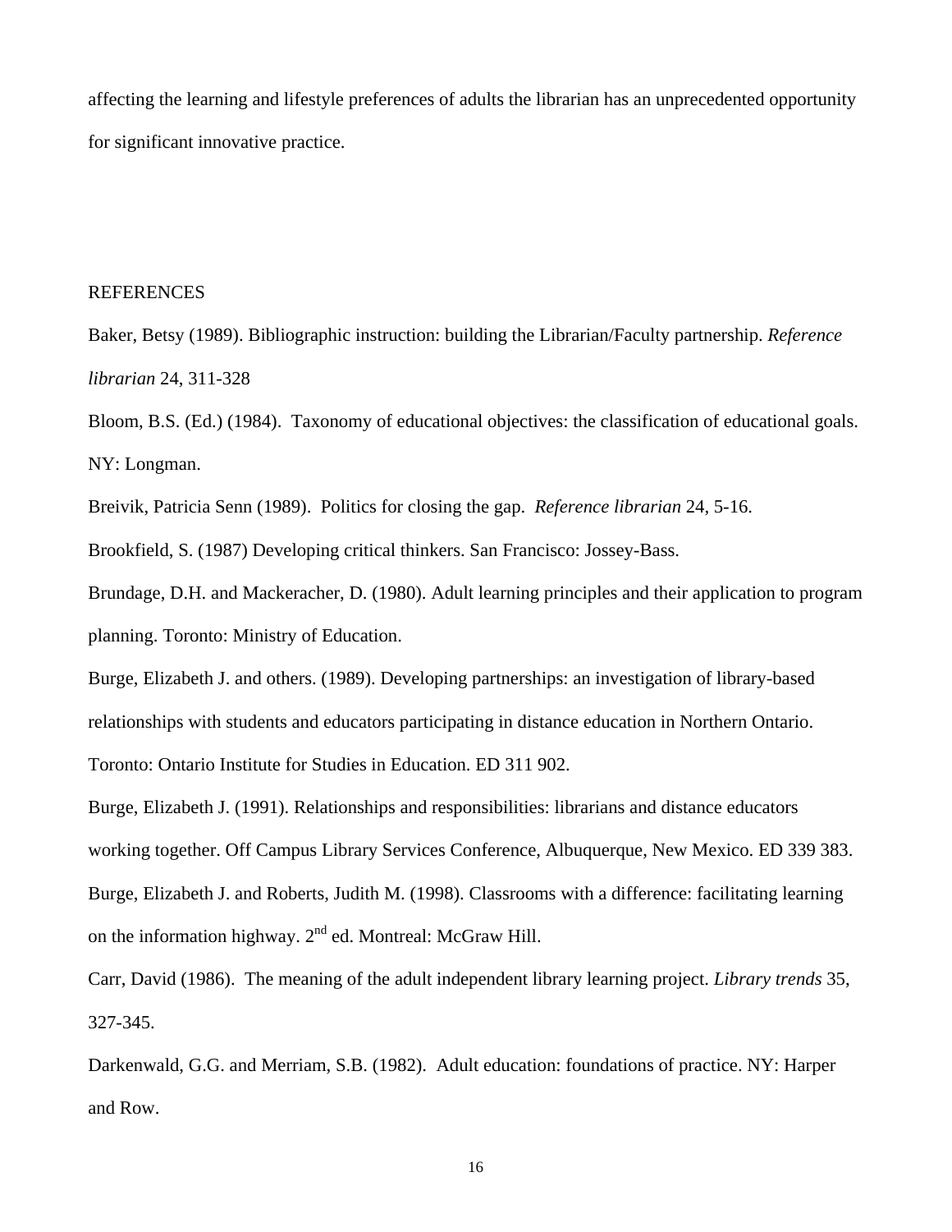affecting the learning and lifestyle preferences of adults the librarian has an unprecedented opportunity for significant innovative practice.

REFERENCES

Baker, Betsy (1989). Bibliographic instruction: building the Librarian/Faculty partnership. *Reference librarian* 24, 311-328

Bloom, B.S. (Ed.) (1984). Taxonomy of educational objectives: the classification of educational goals. NY: Longman.

Breivik, Patricia Senn (1989). Politics for closing the gap. *Reference librarian* 24, 5-16.

Brookfield, S. (1987) Developing critical thinkers. San Francisco: Jossey-Bass.

Brundage, D.H. and Mackeracher, D. (1980). Adult learning principles and their application to program planning. Toronto: Ministry of Education.

Burge, Elizabeth J. and others. (1989). Developing partnerships: an investigation of library-based relationships with students and educators participating in distance education in Northern Ontario. Toronto: Ontario Institute for Studies in Education. ED 311 902.

Burge, Elizabeth J. (1991). Relationships and responsibilities: librarians and distance educators working together. Off Campus Library Services Conference, Albuquerque, New Mexico. ED 339 383.

Burge, Elizabeth J. and Roberts, Judith M. (1998). Classrooms with a difference: facilitating learning on the information highway. 2nd ed. Montreal: McGraw Hill.

Carr, David (1986). The meaning of the adult independent library learning project. *Library trends* 35, 327-345.

Darkenwald, G.G. and Merriam, S.B. (1982). Adult education: foundations of practice. NY: Harper and Row.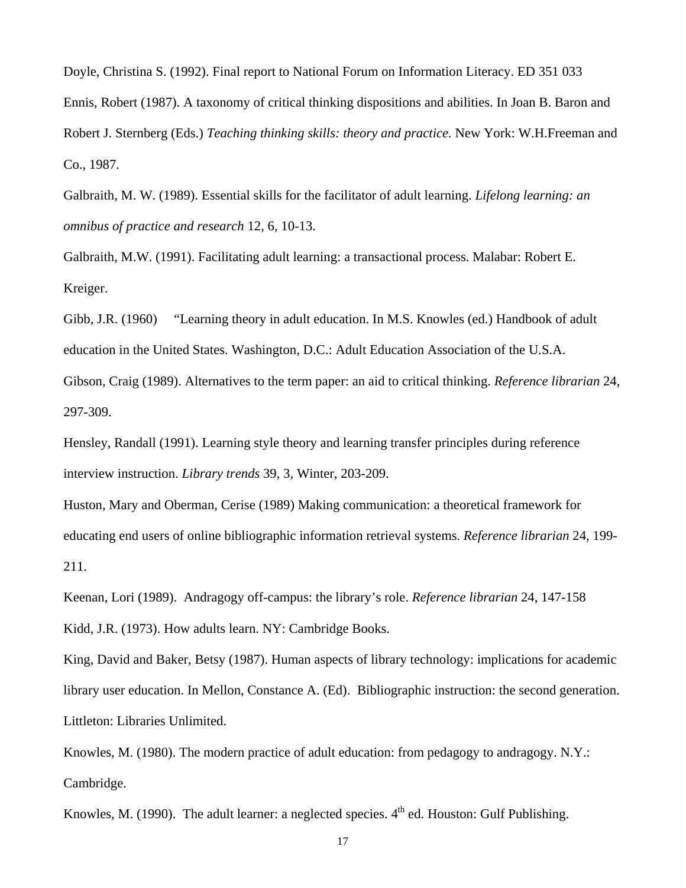Doyle, Christina S. (1992). Final report to National Forum on Information Literacy. ED 351 033

Ennis, Robert (1987). A taxonomy of critical thinking dispositions and abilities. In Joan B. Baron and Robert J. Sternberg (Eds.) *Teaching thinking skills: theory and practice.* New York: W.H.Freeman and Co., 1987.

Galbraith, M. W. (1989). Essential skills for the facilitator of adult learning. *Lifelong learning: an omnibus of practice and research* 12, 6, 10-13.

Galbraith, M.W. (1991). Facilitating adult learning: a transactional process. Malabar: Robert E. Kreiger.

Gibb, J.R. (1960) "Learning theory in adult education. In M.S. Knowles (ed.) Handbook of adult education in the United States. Washington, D.C.: Adult Education Association of the U.S.A.

Gibson, Craig (1989). Alternatives to the term paper: an aid to critical thinking. *Reference librarian* 24, 297-309.

Hensley, Randall (1991). Learning style theory and learning transfer principles during reference interview instruction. *Library trends* 39, 3, Winter, 203-209.

Huston, Mary and Oberman, Cerise (1989) Making communication: a theoretical framework for educating end users of online bibliographic information retrieval systems. *Reference librarian* 24, 199-211.

Keenan, Lori (1989). Andragogy off-campus: the library's role. *Reference librarian* 24, 147-158

Kidd, J.R. (1973). How adults learn. NY: Cambridge Books.

King, David and Baker, Betsy (1987). Human aspects of library technology: implications for academic library user education. In Mellon, Constance A. (Ed). Bibliographic instruction: the second generation. Littleton: Libraries Unlimited.

Knowles, M. (1980). The modern practice of adult education: from pedagogy to andragogy. N.Y.: Cambridge.

Knowles, M. (1990). The adult learner: a neglected species. 4th ed. Houston: Gulf Publishing.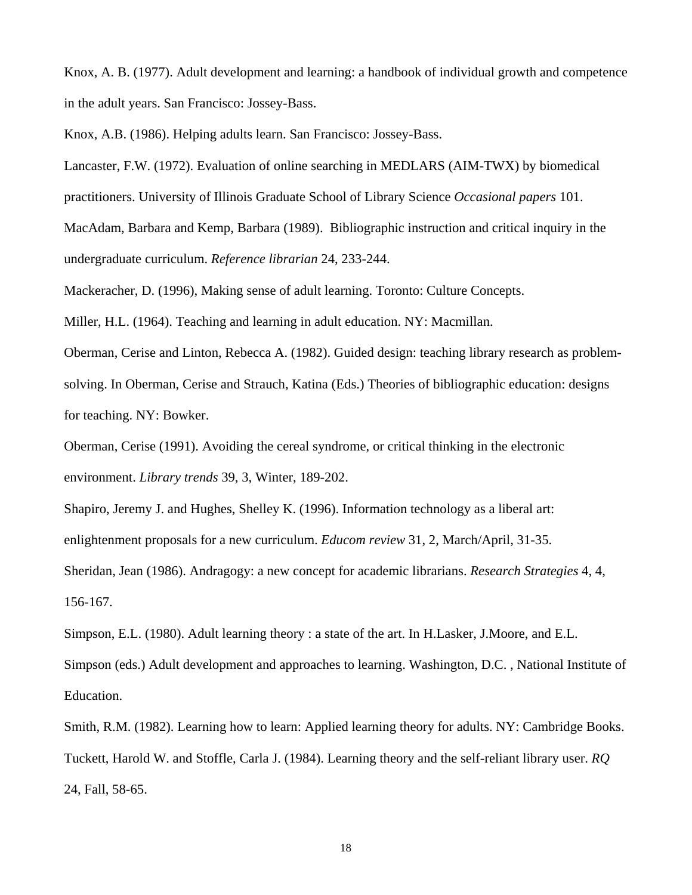Knox, A. B. (1977). Adult development and learning: a handbook of individual growth and competence in the adult years. San Francisco: Jossey-Bass.

Knox, A.B. (1986). Helping adults learn. San Francisco: Jossey-Bass.

Lancaster, F.W. (1972). Evaluation of online searching in MEDLARS (AIM-TWX) by biomedical practitioners. University of Illinois Graduate School of Library Science *Occasional papers* 101.

MacAdam, Barbara and Kemp, Barbara (1989). Bibliographic instruction and critical inquiry in the undergraduate curriculum. *Reference librarian* 24, 233-244.

Mackeracher, D. (1996), Making sense of adult learning. Toronto: Culture Concepts.

Miller, H.L. (1964). Teaching and learning in adult education. NY: Macmillan.

Oberman, Cerise and Linton, Rebecca A. (1982). Guided design: teaching library research as problem-solving. In Oberman, Cerise and Strauch, Katina (Eds.) Theories of bibliographic education: designs for teaching. NY: Bowker.

Oberman, Cerise (1991). Avoiding the cereal syndrome, or critical thinking in the electronic environment. *Library trends* 39, 3, Winter, 189-202.

Shapiro, Jeremy J. and Hughes, Shelley K. (1996). Information technology as a liberal art: enlightenment proposals for a new curriculum. *Educom review* 31, 2, March/April, 31-35.

Sheridan, Jean (1986). Andragogy: a new concept for academic librarians. *Research Strategies* 4, 4, 156-167.

Simpson, E.L. (1980). Adult learning theory : a state of the art. In H.Lasker, J.Moore, and E.L. Simpson (eds.) Adult development and approaches to learning. Washington, D.C. , National Institute of Education.

Smith, R.M. (1982). Learning how to learn: Applied learning theory for adults. NY: Cambridge Books.

Tuckett, Harold W. and Stoffle, Carla J. (1984). Learning theory and the self-reliant library user. *RQ* 24, Fall, 58-65.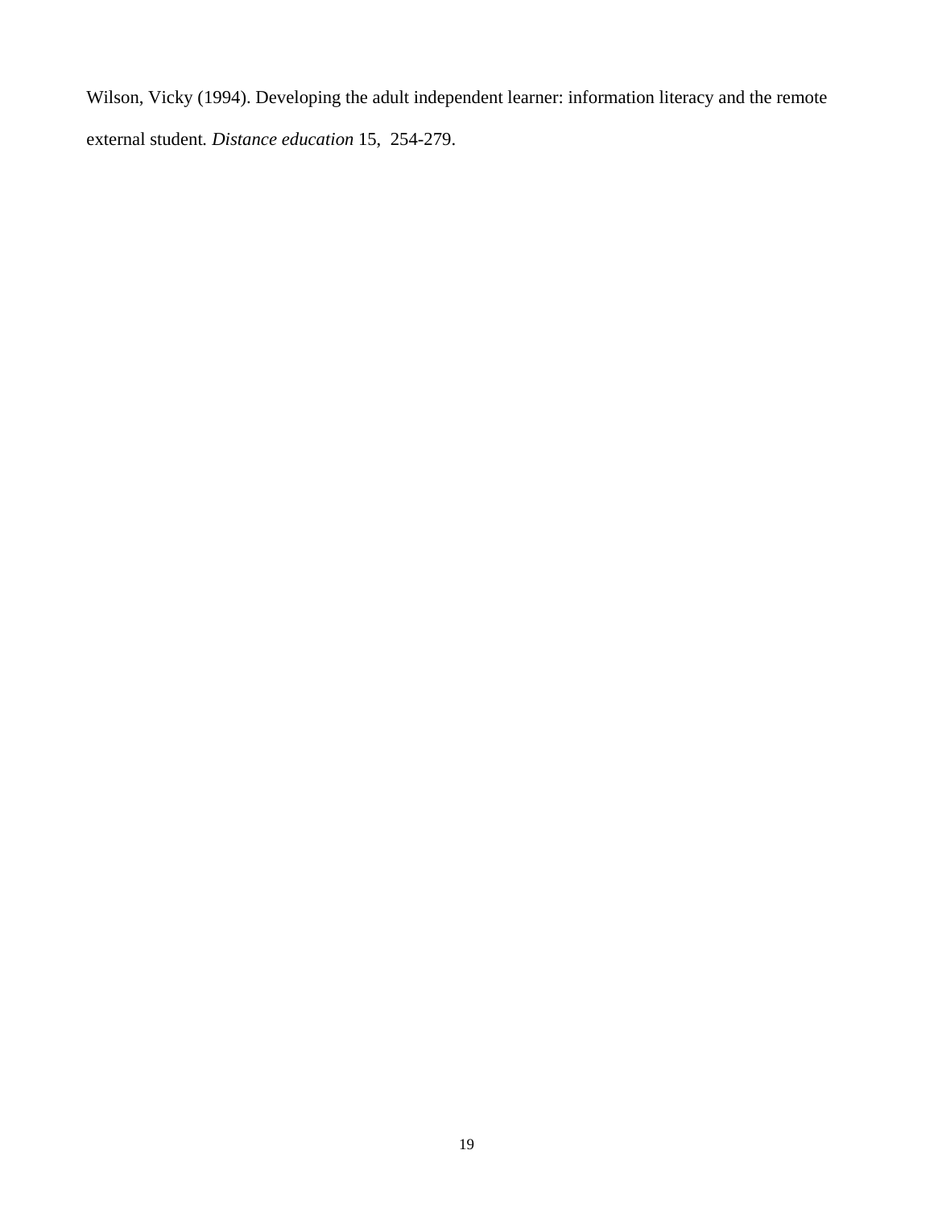Wilson, Vicky (1994). Developing the adult independent learner: information literacy and the remote external student. *Distance education* 15, 254-279.